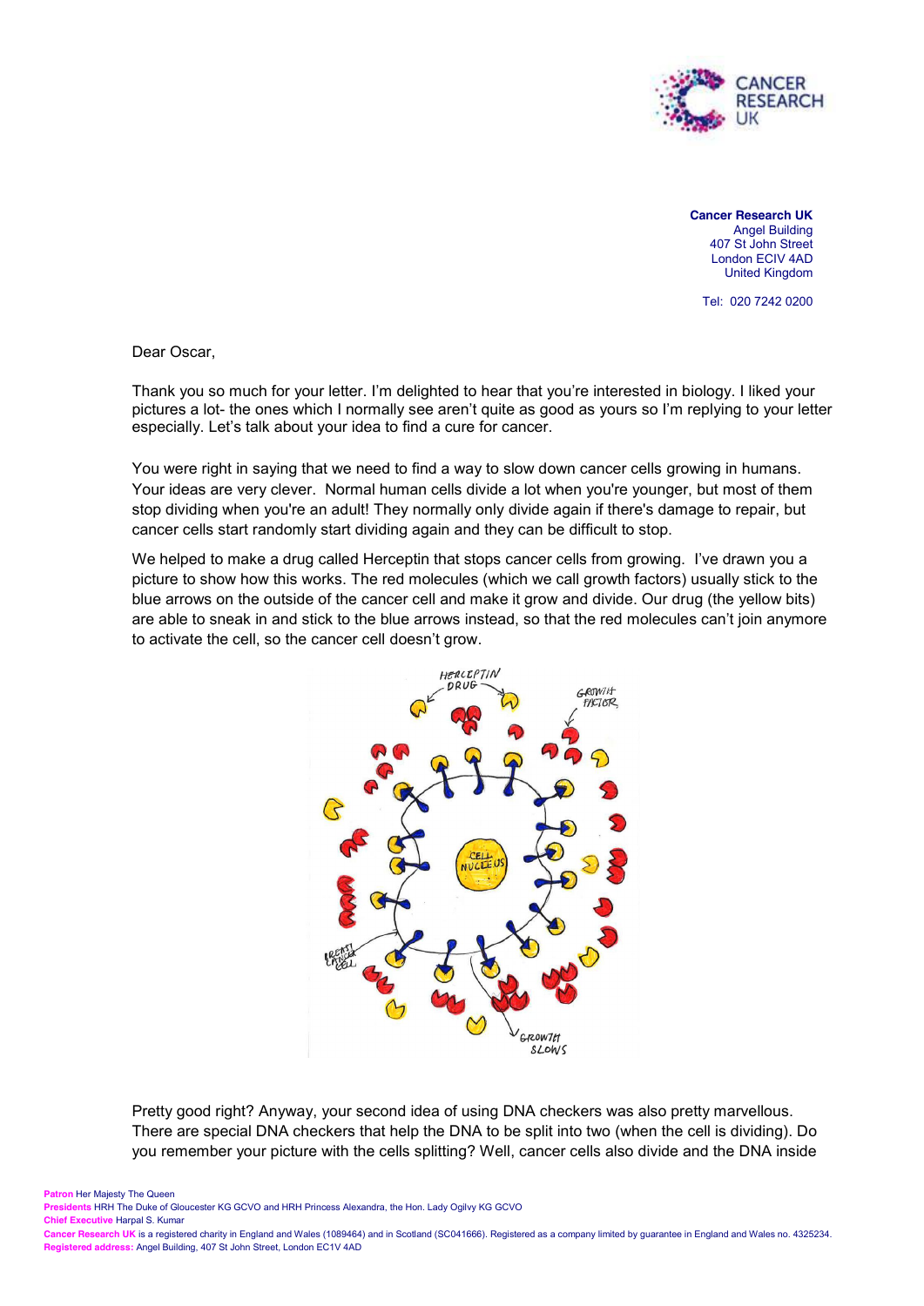**Cancer Research UK**
Angel Building
407 St John Street
London ECIV 4AD
United Kingdom

Tel: 020 7242 0200

Dear Oscar,

Thank you so much for your letter. I'm delighted to hear that you're interested in biology. I liked your pictures a lot- the ones which I normally see aren't quite as good as yours so I'm replying to your letter especially. Let's talk about your idea to find a cure for cancer.

You were right in saying that we need to find a way to slow down cancer cells growing in humans. Your ideas are very clever. Normal human cells divide a lot when you're younger, but most of them stop dividing when you're an adult! They normally only divide again if there's damage to repair, but cancer cells start randomly start dividing again and they can be difficult to stop.

We helped to make a drug called Herceptin that stops cancer cells from growing. I've drawn you a picture to show how this works. The red molecules (which we call growth factors) usually stick to the blue arrows on the outside of the cancer cell and make it grow and divide. Our drug (the yellow bits) are able to sneak in and stick to the blue arrows instead, so that the red molecules can't join anymore to activate the cell, so the cancer cell doesn't grow.

Pretty good right? Anyway, your second idea of using DNA checkers was also pretty marvellous. There are special DNA checkers that help the DNA to be split into two (when the cell is dividing). Do you remember your picture with the cells splitting? Well, cancer cells also divide and the DNA inside

**Patron** Her Majesty The Queen
**Presidents** HRH The Duke of Gloucester KG GCVO and HRH Princess Alexandra, the Hon. Lady Ogilvy KG GCVO
**Chief Executive** Harpal S. Kumar
**Cancer Research UK** is a registered charity in England and Wales (1089464) and in Scotland (SC041666). Registered as a company limited by guarantee in England and Wales no. 4325234.
**Registered address:** Angel Building, 407 St John Street, London EC1V 4AD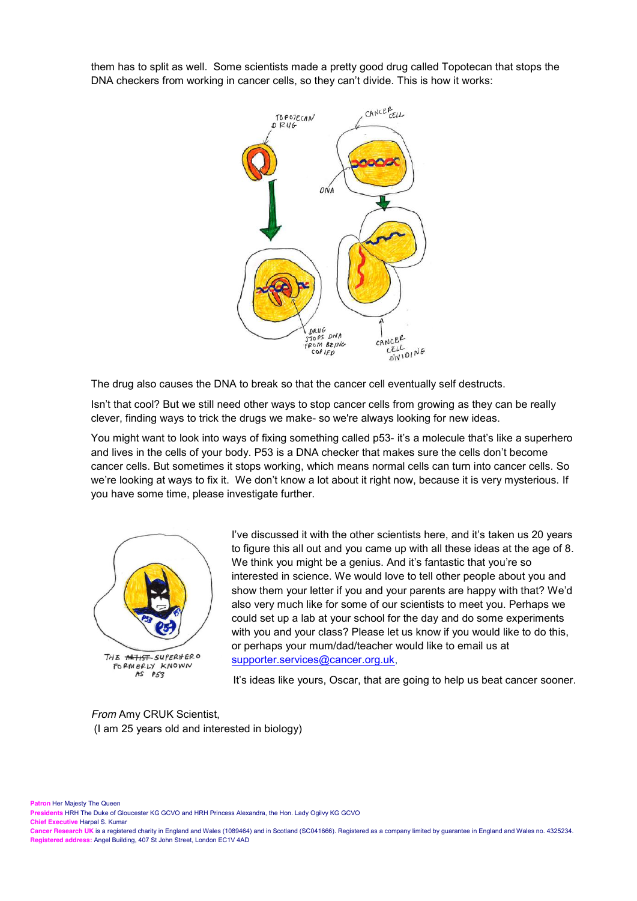them has to split as well. Some scientists made a pretty good drug called Topotecan that stops the DNA checkers from working in cancer cells, so they can't divide. This is how it works:

The drug also causes the DNA to break so that the cancer cell eventually self destructs.

Isn't that cool? But we still need other ways to stop cancer cells from growing as they can be really clever, finding ways to trick the drugs we make- so we're always looking for new ideas.

You might want to look into ways of fixing something called p53- it's a molecule that's like a superhero and lives in the cells of your body. P53 is a DNA checker that makes sure the cells don't become cancer cells. But sometimes it stops working, which means normal cells can turn into cancer cells. So we're looking at ways to fix it. We don't know a lot about it right now, because it is very mysterious. If you have some time, please investigate further.

I've discussed it with the other scientists here, and it's taken us 20 years to figure this all out and you came up with all these ideas at the age of 8. We think you might be a genius. And it's fantastic that you're so interested in science. We would love to tell other people about you and show them your letter if you and your parents are happy with that? We'd also very much like for some of our scientists to meet you. Perhaps we could set up a lab at your school for the day and do some experiments with you and your class? Please let us know if you would like to do this, or perhaps your mum/dad/teacher would like to email us at supporter.services@cancer.org.uk,

It's ideas like yours, Oscar, that are going to help us beat cancer sooner.

*From* Amy CRUK Scientist,
(I am 25 years old and interested in biology)

**Patron** Her Majesty The Queen
**Presidents** HRH The Duke of Gloucester KG GCVO and HRH Princess Alexandra, the Hon. Lady Ogilvy KG GCVO
**Chief Executive** Harpal S. Kumar
**Cancer Research UK** is a registered charity in England and Wales (1089464) and in Scotland (SC041666). Registered as a company limited by guarantee in England and Wales no. 4325234.
**Registered address:** Angel Building, 407 St John Street, London EC1V 4AD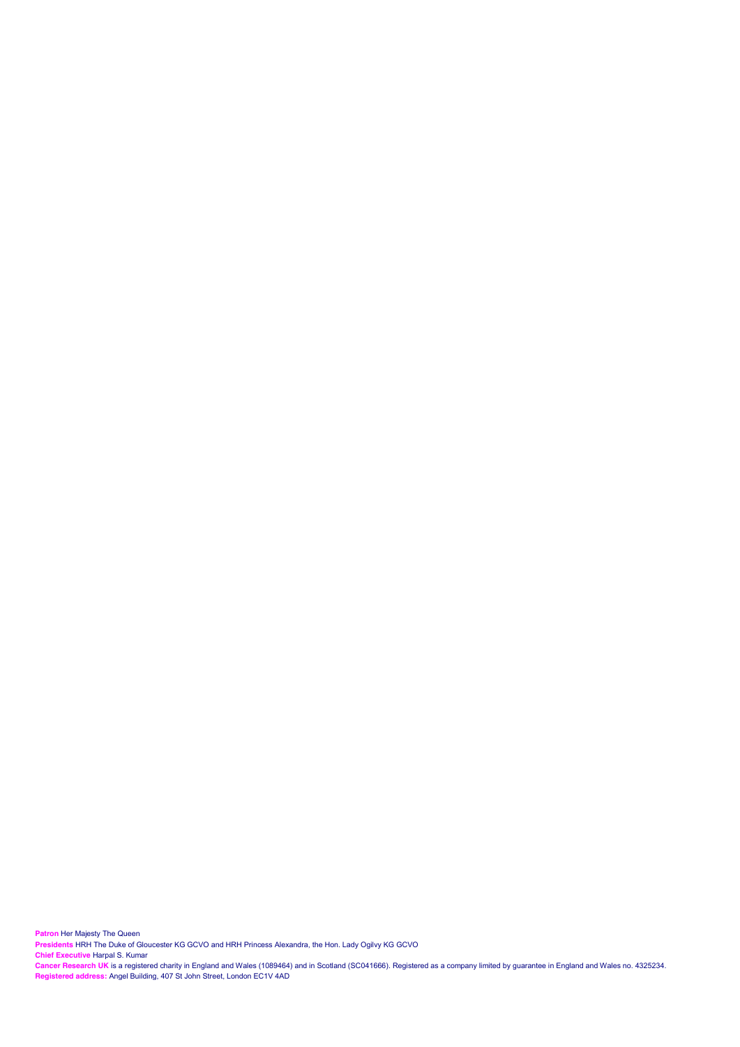**Patron** Her Majesty The Queen
**Presidents** HRH The Duke of Gloucester KG GCVO and HRH Princess Alexandra, the Hon. Lady Ogilvy KG GCVO
**Chief Executive** Harpal S. Kumar
**Cancer Research UK** is a registered charity in England and Wales (1089464) and in Scotland (SC041666). Registered as a company limited by guarantee in England and Wales no. 4325234.
**Registered address:** Angel Building, 407 St John Street, London EC1V 4AD